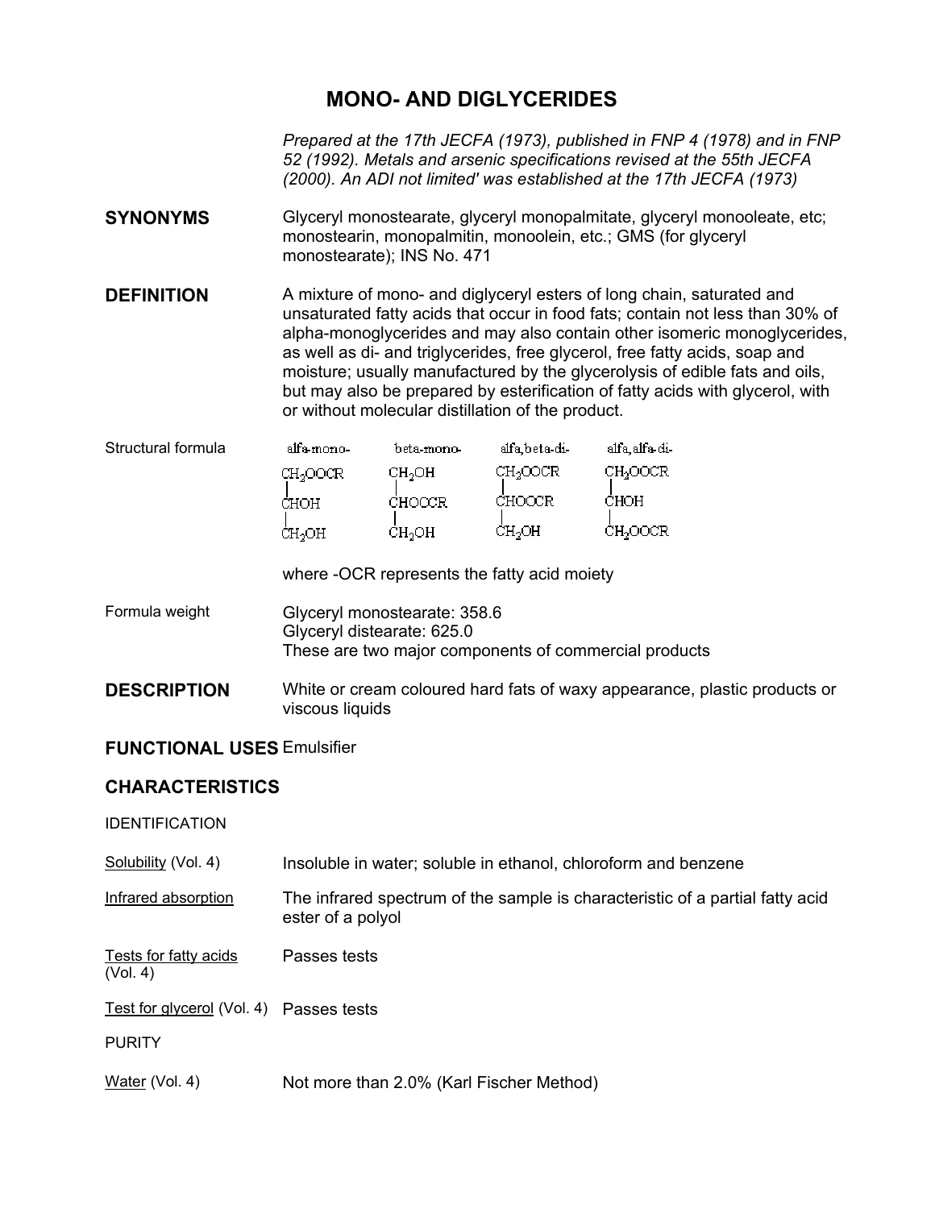# MONO- AND DIGLYCERIDES

*Prepared at the 17th JECFA (1973), published in FNP 4 (1978) and in FNP 52 (1992). Metals and arsenic specifications revised at the 55th JECFA (2000). An ADI not limited' was established at the 17th JECFA (1973)*

**SYNONYMS**

Glyceryl monostearate, glyceryl monopalmitate, glyceryl monooleate, etc; monostearin, monopalmitin, monoolein, etc.; GMS (for glyceryl monostearate); INS No. 471

**DEFINITION**

A mixture of mono- and diglyceryl esters of long chain, saturated and unsaturated fatty acids that occur in food fats; contain not less than 30% of alpha-monoglycerides and may also contain other isomeric monoglycerides, as well as di- and triglycerides, free glycerol, free fatty acids, soap and moisture; usually manufactured by the glycerolysis of edible fats and oils, but may also be prepared by esterification of fatty acids with glycerol, with or without molecular distillation of the product.

Structural formula

| alfa-mono- | beta-mono- | alfa,beta-di- | alfa,alfa-di- |
|---|---|---|---|
| $CH_2OOCR$ | $CH_2OH$ | $CH_2OOCR$ | $CH_2OOCR$ |
| $CHOH$ | $CHOOCR$ | $CHOOCR$ | $CHOH$ |
| $CH_2OH$ | $CH_2OH$ | $CH_2OH$ | $CH_2OOCR$ |

where -OCR represents the fatty acid moiety

Formula weight

Glyceryl monostearate: 358.6
Glyceryl distearate: 625.0
These are two major components of commercial products

**DESCRIPTION**

White or cream coloured hard fats of waxy appearance, plastic products or viscous liquids

**FUNCTIONAL USES** Emulsifier

**CHARACTERISTICS**

IDENTIFICATION

Solubility (Vol. 4) — Insoluble in water; soluble in ethanol, chloroform and benzene

Infrared absorption — The infrared spectrum of the sample is characteristic of a partial fatty acid ester of a polyol

Tests for fatty acids (Vol. 4) — Passes tests

Test for glycerol (Vol. 4) — Passes tests

PURITY

Water (Vol. 4) — Not more than 2.0% (Karl Fischer Method)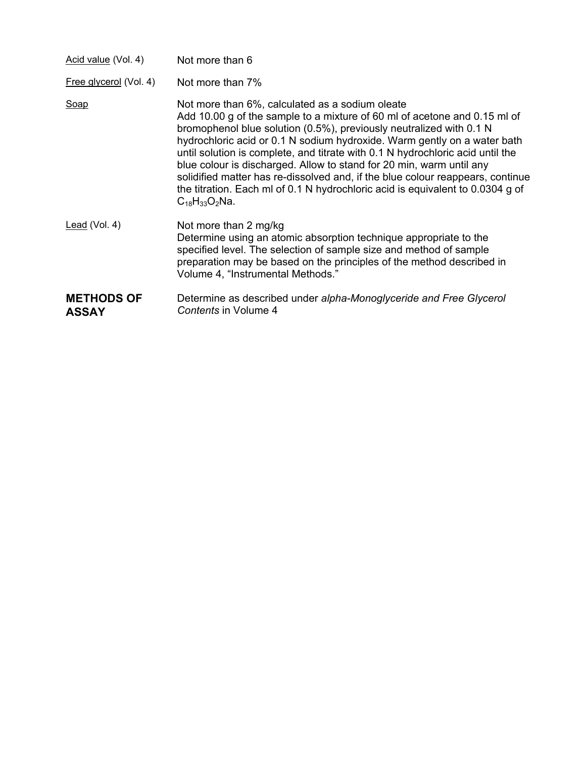<u>Acid value</u> (Vol. 4) — Not more than 6

<u>Free glycerol</u> (Vol. 4) — Not more than 7%

<u>Soap</u> — Not more than 6%, calculated as a sodium oleate
Add 10.00 g of the sample to a mixture of 60 ml of acetone and 0.15 ml of bromophenol blue solution (0.5%), previously neutralized with 0.1 N hydrochloric acid or 0.1 N sodium hydroxide. Warm gently on a water bath until solution is complete, and titrate with 0.1 N hydrochloric acid until the blue colour is discharged. Allow to stand for 20 min, warm until any solidified matter has re-dissolved and, if the blue colour reappears, continue the titration. Each ml of 0.1 N hydrochloric acid is equivalent to 0.0304 g of $C_{18}H_{33}O_2Na$.

<u>Lead</u> (Vol. 4) — Not more than 2 mg/kg
Determine using an atomic absorption technique appropriate to the specified level. The selection of sample size and method of sample preparation may be based on the principles of the method described in Volume 4, "Instrumental Methods."

## METHODS OF ASSAY

Determine as described under *alpha-Monoglyceride and Free Glycerol Contents* in Volume 4